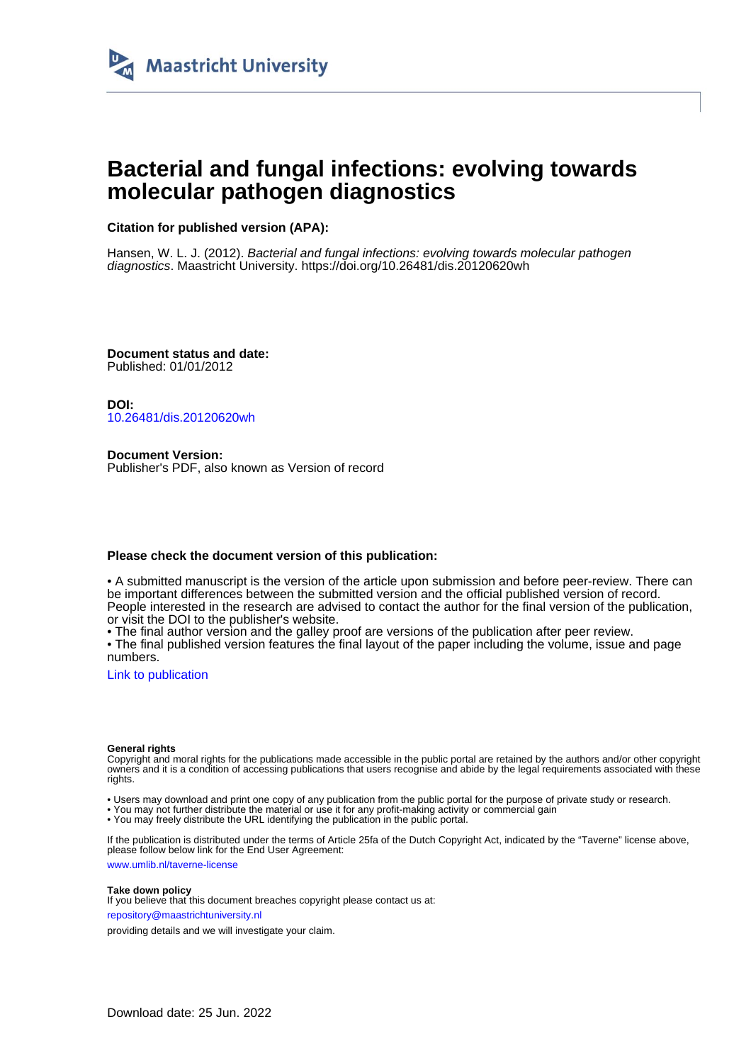Maastricht University

# Bacterial and fungal infections: evolving towards molecular pathogen diagnostics

**Citation for published version (APA):**

Hansen, W. L. J. (2012). *Bacterial and fungal infections: evolving towards molecular pathogen diagnostics*. Maastricht University. https://doi.org/10.26481/dis.20120620wh

**Document status and date:**
Published: 01/01/2012

**DOI:**
10.26481/dis.20120620wh

**Document Version:**
Publisher's PDF, also known as Version of record

**Please check the document version of this publication:**

• A submitted manuscript is the version of the article upon submission and before peer-review. There can be important differences between the submitted version and the official published version of record. People interested in the research are advised to contact the author for the final version of the publication, or visit the DOI to the publisher's website.
• The final author version and the galley proof are versions of the publication after peer review.
• The final published version features the final layout of the paper including the volume, issue and page numbers.

Link to publication

**General rights**
Copyright and moral rights for the publications made accessible in the public portal are retained by the authors and/or other copyright owners and it is a condition of accessing publications that users recognise and abide by the legal requirements associated with these rights.

• Users may download and print one copy of any publication from the public portal for the purpose of private study or research.
• You may not further distribute the material or use it for any profit-making activity or commercial gain
• You may freely distribute the URL identifying the publication in the public portal.

If the publication is distributed under the terms of Article 25fa of the Dutch Copyright Act, indicated by the "Taverne" license above, please follow below link for the End User Agreement:

www.umlib.nl/taverne-license

**Take down policy**
If you believe that this document breaches copyright please contact us at:

repository@maastrichtuniversity.nl

providing details and we will investigate your claim.

Download date: 25 Jun. 2022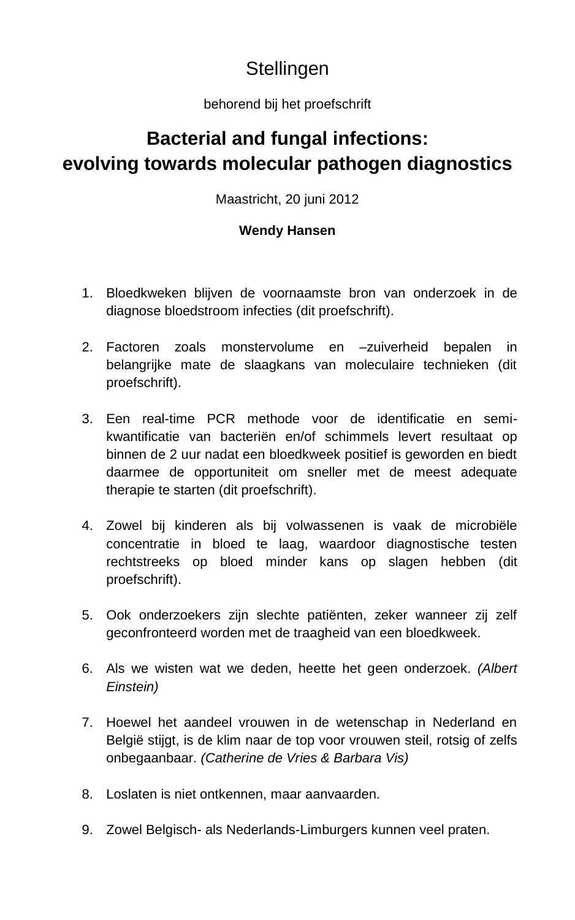# Stellingen

behorend bij het proefschrift

## Bacterial and fungal infections: evolving towards molecular pathogen diagnostics

Maastricht, 20 juni 2012

**Wendy Hansen**

1. Bloedkweken blijven de voornaamste bron van onderzoek in de diagnose bloedstroom infecties (dit proefschrift).

2. Factoren zoals monstervolume en –zuiverheid bepalen in belangrijke mate de slaagkans van moleculaire technieken (dit proefschrift).

3. Een real-time PCR methode voor de identificatie en semi-kwantificatie van bacteriën en/of schimmels levert resultaat op binnen de 2 uur nadat een bloedkweek positief is geworden en biedt daarmee de opportuniteit om sneller met de meest adequate therapie te starten (dit proefschrift).

4. Zowel bij kinderen als bij volwassenen is vaak de microbiële concentratie in bloed te laag, waardoor diagnostische testen rechtstreeks op bloed minder kans op slagen hebben (dit proefschrift).

5. Ook onderzoekers zijn slechte patiënten, zeker wanneer zij zelf geconfronteerd worden met de traagheid van een bloedkweek.

6. Als we wisten wat we deden, heette het geen onderzoek. *(Albert Einstein)*

7. Hoewel het aandeel vrouwen in de wetenschap in Nederland en België stijgt, is de klim naar de top voor vrouwen steil, rotsig of zelfs onbegaanbaar. *(Catherine de Vries & Barbara Vis)*

8. Loslaten is niet ontkennen, maar aanvaarden.

9. Zowel Belgisch- als Nederlands-Limburgers kunnen veel praten.